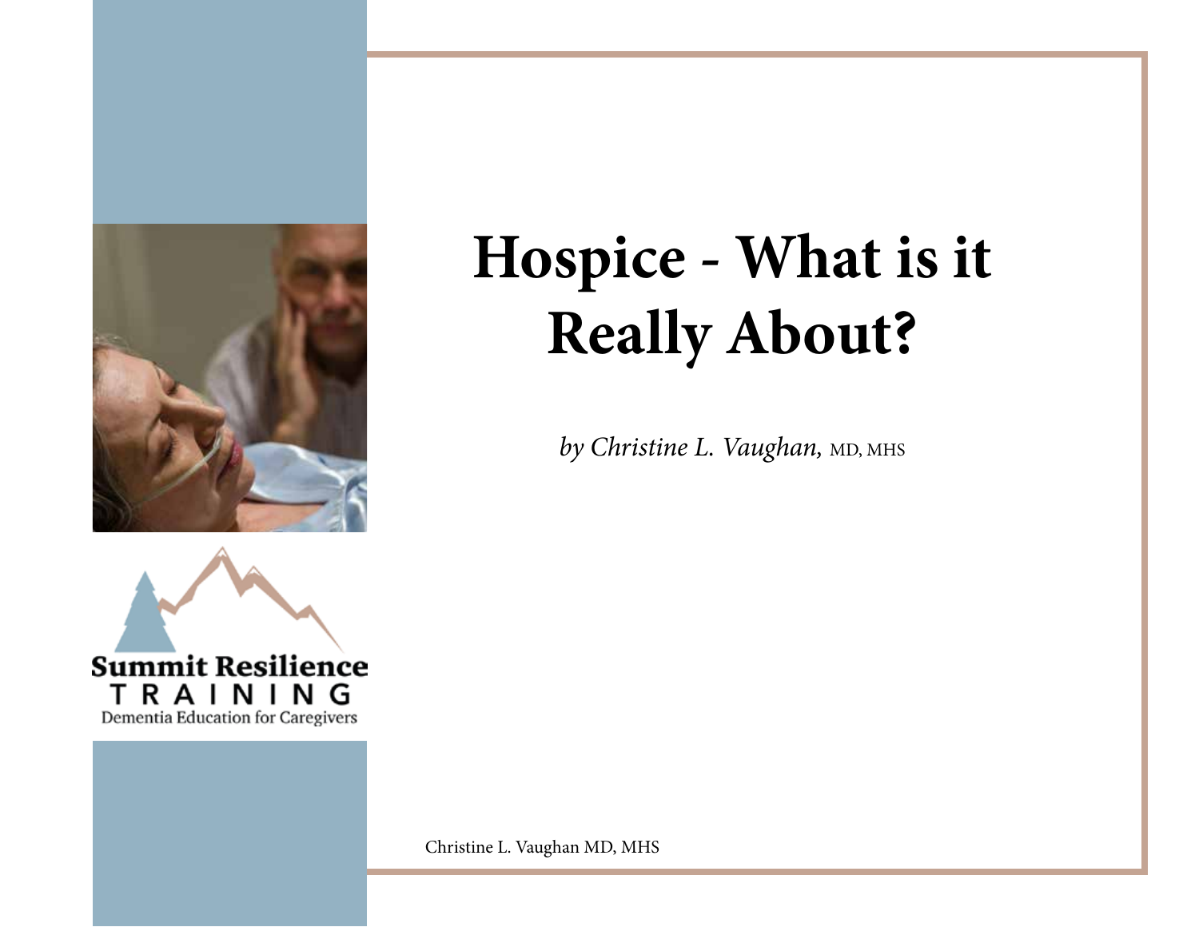# Hospice - What is it Really About?

*by Christine L. Vaughan,* MD, MHS

Summit Resilience
TRAINING
Dementia Education for Caregivers

Christine L. Vaughan MD, MHS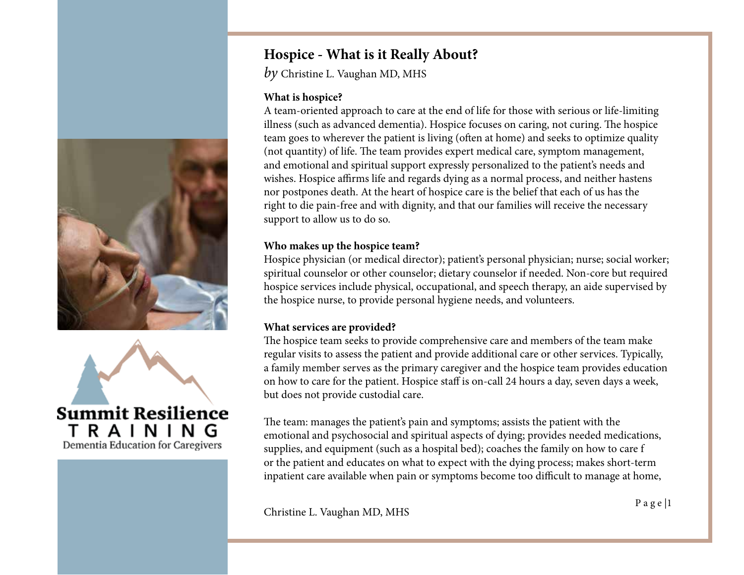# Hospice - What is it Really About?

*by* Christine L. Vaughan MD, MHS

**What is hospice?**

A team-oriented approach to care at the end of life for those with serious or life-limiting illness (such as advanced dementia). Hospice focuses on caring, not curing. The hospice team goes to wherever the patient is living (often at home) and seeks to optimize quality (not quantity) of life. The team provides expert medical care, symptom management, and emotional and spiritual support expressly personalized to the patient's needs and wishes. Hospice affirms life and regards dying as a normal process, and neither hastens nor postpones death. At the heart of hospice care is the belief that each of us has the right to die pain-free and with dignity, and that our families will receive the necessary support to allow us to do so.

**Who makes up the hospice team?**

Hospice physician (or medical director); patient's personal physician; nurse; social worker; spiritual counselor or other counselor; dietary counselor if needed. Non-core but required hospice services include physical, occupational, and speech therapy, an aide supervised by the hospice nurse, to provide personal hygiene needs, and volunteers.

**What services are provided?**

The hospice team seeks to provide comprehensive care and members of the team make regular visits to assess the patient and provide additional care or other services. Typically, a family member serves as the primary caregiver and the hospice team provides education on how to care for the patient. Hospice staff is on-call 24 hours a day, seven days a week, but does not provide custodial care.

The team: manages the patient's pain and symptoms; assists the patient with the emotional and psychosocial and spiritual aspects of dying; provides needed medications, supplies, and equipment (such as a hospital bed); coaches the family on how to care f or the patient and educates on what to expect with the dying process; makes short-term inpatient care available when pain or symptoms become too difficult to manage at home,

Summit Resilience TRAINING
Dementia Education for Caregivers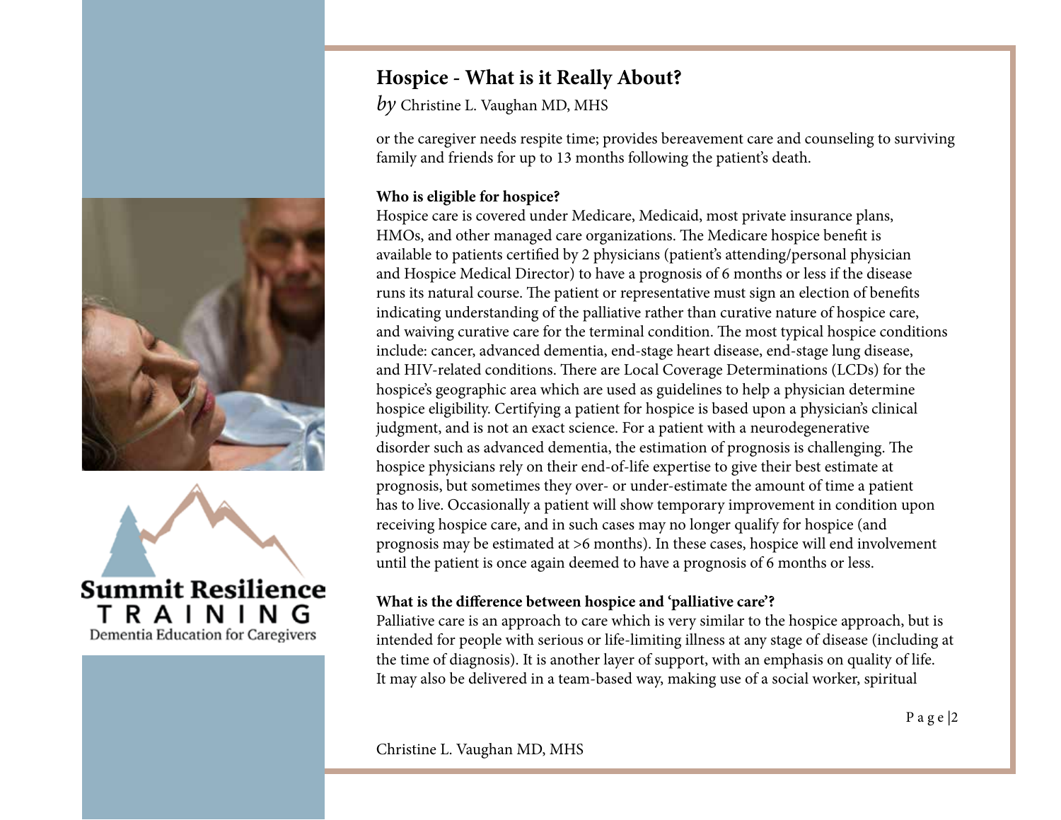## Hospice - What is it Really About?

*by* Christine L. Vaughan MD, MHS

or the caregiver needs respite time; provides bereavement care and counseling to surviving family and friends for up to 13 months following the patient's death.

**Who is eligible for hospice?**

Hospice care is covered under Medicare, Medicaid, most private insurance plans, HMOs, and other managed care organizations. The Medicare hospice benefit is available to patients certified by 2 physicians (patient's attending/personal physician and Hospice Medical Director) to have a prognosis of 6 months or less if the disease runs its natural course. The patient or representative must sign an election of benefits indicating understanding of the palliative rather than curative nature of hospice care, and waiving curative care for the terminal condition. The most typical hospice conditions include: cancer, advanced dementia, end-stage heart disease, end-stage lung disease, and HIV-related conditions. There are Local Coverage Determinations (LCDs) for the hospice's geographic area which are used as guidelines to help a physician determine hospice eligibility. Certifying a patient for hospice is based upon a physician's clinical judgment, and is not an exact science. For a patient with a neurodegenerative disorder such as advanced dementia, the estimation of prognosis is challenging. The hospice physicians rely on their end-of-life expertise to give their best estimate at prognosis, but sometimes they over- or under-estimate the amount of time a patient has to live. Occasionally a patient will show temporary improvement in condition upon receiving hospice care, and in such cases may no longer qualify for hospice (and prognosis may be estimated at >6 months). In these cases, hospice will end involvement until the patient is once again deemed to have a prognosis of 6 months or less.

**What is the difference between hospice and 'palliative care'?**

Palliative care is an approach to care which is very similar to the hospice approach, but is intended for people with serious or life-limiting illness at any stage of disease (including at the time of diagnosis). It is another layer of support, with an emphasis on quality of life. It may also be delivered in a team-based way, making use of a social worker, spiritual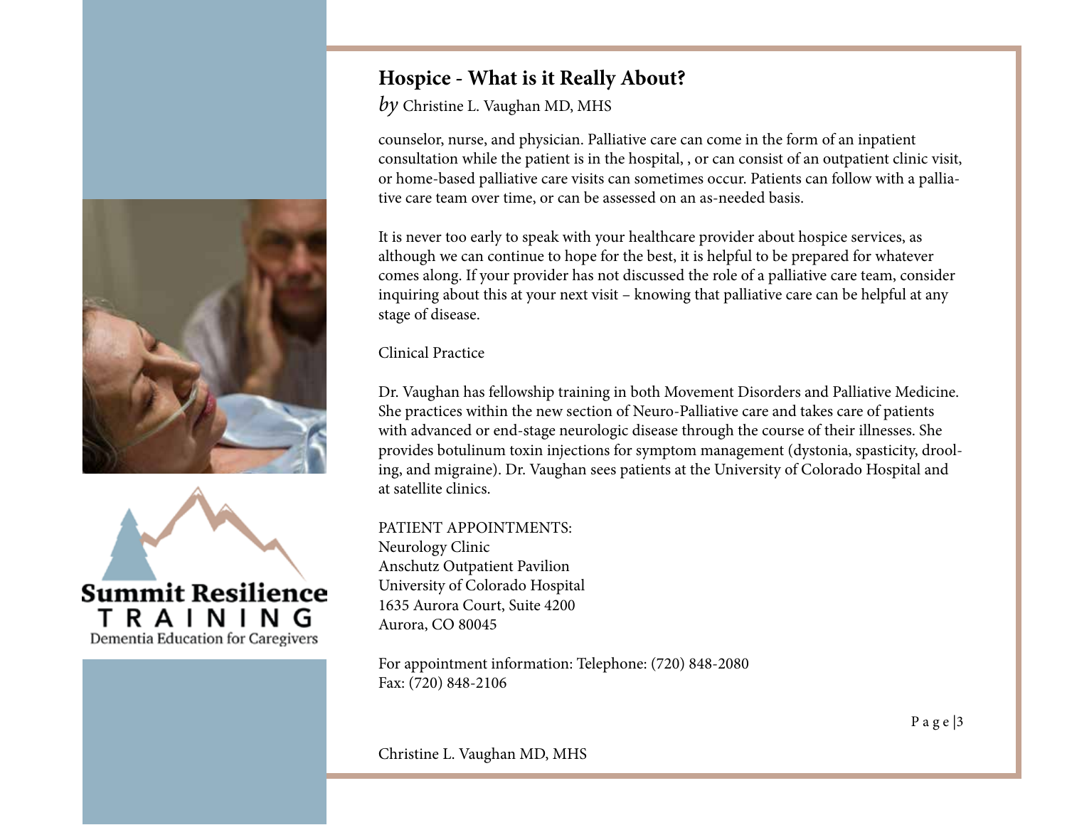## Hospice - What is it Really About?

*by* Christine L. Vaughan MD, MHS

counselor, nurse, and physician. Palliative care can come in the form of an inpatient consultation while the patient is in the hospital, , or can consist of an outpatient clinic visit, or home-based palliative care visits can sometimes occur. Patients can follow with a palliative care team over time, or can be assessed on an as-needed basis.

It is never too early to speak with your healthcare provider about hospice services, as although we can continue to hope for the best, it is helpful to be prepared for whatever comes along. If your provider has not discussed the role of a palliative care team, consider inquiring about this at your next visit – knowing that palliative care can be helpful at any stage of disease.

Clinical Practice

Dr. Vaughan has fellowship training in both Movement Disorders and Palliative Medicine. She practices within the new section of Neuro-Palliative care and takes care of patients with advanced or end-stage neurologic disease through the course of their illnesses. She provides botulinum toxin injections for symptom management (dystonia, spasticity, drooling, and migraine). Dr. Vaughan sees patients at the University of Colorado Hospital and at satellite clinics.

PATIENT APPOINTMENTS:
Neurology Clinic
Anschutz Outpatient Pavilion
University of Colorado Hospital
1635 Aurora Court, Suite 4200
Aurora, CO 80045

For appointment information: Telephone: (720) 848-2080
Fax: (720) 848-2106

Christine L. Vaughan MD, MHS

Summit Resilience
TRAINING
Dementia Education for Caregivers